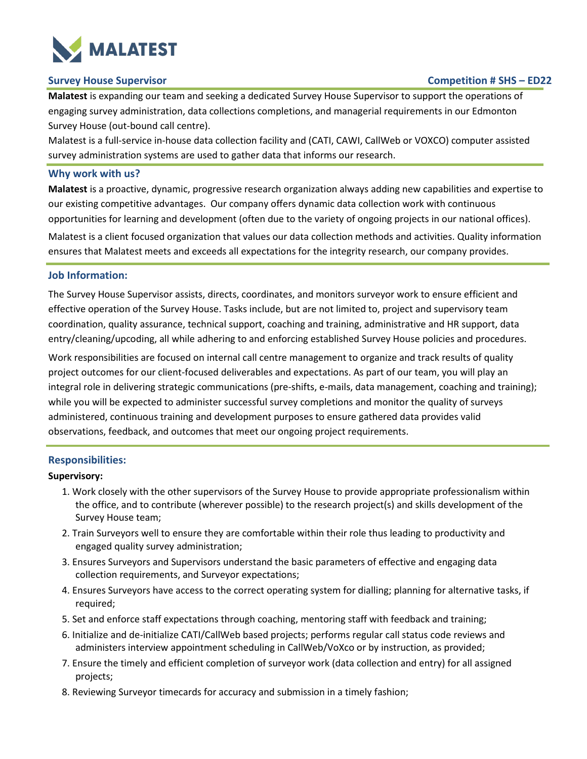# MALATEST

**Survey House Supervisor** **Competition # SHS – ED22**

**Malatest** is expanding our team and seeking a dedicated Survey House Supervisor to support the operations of engaging survey administration, data collections completions, and managerial requirements in our Edmonton Survey House (out-bound call centre).

Malatest is a full-service in-house data collection facility and (CATI, CAWI, CallWeb or VOXCO) computer assisted survey administration systems are used to gather data that informs our research.

## Why work with us?

**Malatest** is a proactive, dynamic, progressive research organization always adding new capabilities and expertise to our existing competitive advantages. Our company offers dynamic data collection work with continuous opportunities for learning and development (often due to the variety of ongoing projects in our national offices).

Malatest is a client focused organization that values our data collection methods and activities. Quality information ensures that Malatest meets and exceeds all expectations for the integrity research, our company provides.

## Job Information:

The Survey House Supervisor assists, directs, coordinates, and monitors surveyor work to ensure efficient and effective operation of the Survey House. Tasks include, but are not limited to, project and supervisory team coordination, quality assurance, technical support, coaching and training, administrative and HR support, data entry/cleaning/upcoding, all while adhering to and enforcing established Survey House policies and procedures.

Work responsibilities are focused on internal call centre management to organize and track results of quality project outcomes for our client-focused deliverables and expectations. As part of our team, you will play an integral role in delivering strategic communications (pre-shifts, e-mails, data management, coaching and training); while you will be expected to administer successful survey completions and monitor the quality of surveys administered, continuous training and development purposes to ensure gathered data provides valid observations, feedback, and outcomes that meet our ongoing project requirements.

## Responsibilities:

**Supervisory:**

1. Work closely with the other supervisors of the Survey House to provide appropriate professionalism within the office, and to contribute (wherever possible) to the research project(s) and skills development of the Survey House team;
2. Train Surveyors well to ensure they are comfortable within their role thus leading to productivity and engaged quality survey administration;
3. Ensures Surveyors and Supervisors understand the basic parameters of effective and engaging data collection requirements, and Surveyor expectations;
4. Ensures Surveyors have access to the correct operating system for dialling; planning for alternative tasks, if required;
5. Set and enforce staff expectations through coaching, mentoring staff with feedback and training;
6. Initialize and de-initialize CATI/CallWeb based projects; performs regular call status code reviews and administers interview appointment scheduling in CallWeb/VoXco or by instruction, as provided;
7. Ensure the timely and efficient completion of surveyor work (data collection and entry) for all assigned projects;
8. Reviewing Surveyor timecards for accuracy and submission in a timely fashion;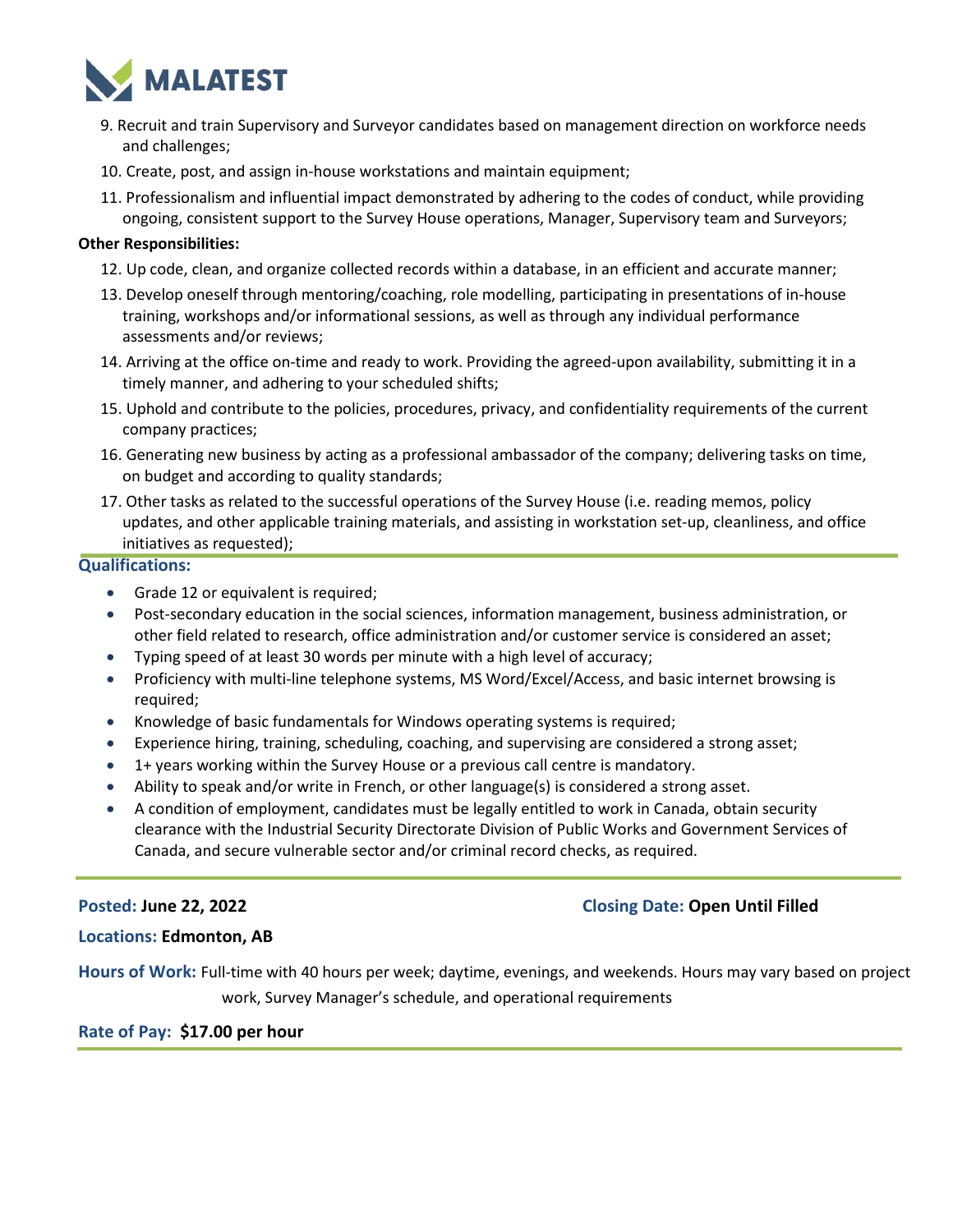9. Recruit and train Supervisory and Surveyor candidates based on management direction on workforce needs and challenges;
10. Create, post, and assign in-house workstations and maintain equipment;
11. Professionalism and influential impact demonstrated by adhering to the codes of conduct, while providing ongoing, consistent support to the Survey House operations, Manager, Supervisory team and Surveyors;

**Other Responsibilities:**

12. Up code, clean, and organize collected records within a database, in an efficient and accurate manner;
13. Develop oneself through mentoring/coaching, role modelling, participating in presentations of in-house training, workshops and/or informational sessions, as well as through any individual performance assessments and/or reviews;
14. Arriving at the office on-time and ready to work. Providing the agreed-upon availability, submitting it in a timely manner, and adhering to your scheduled shifts;
15. Uphold and contribute to the policies, procedures, privacy, and confidentiality requirements of the current company practices;
16. Generating new business by acting as a professional ambassador of the company; delivering tasks on time, on budget and according to quality standards;
17. Other tasks as related to the successful operations of the Survey House (i.e. reading memos, policy updates, and other applicable training materials, and assisting in workstation set-up, cleanliness, and office initiatives as requested);

## Qualifications:

- Grade 12 or equivalent is required;
- Post-secondary education in the social sciences, information management, business administration, or other field related to research, office administration and/or customer service is considered an asset;
- Typing speed of at least 30 words per minute with a high level of accuracy;
- Proficiency with multi-line telephone systems, MS Word/Excel/Access, and basic internet browsing is required;
- Knowledge of basic fundamentals for Windows operating systems is required;
- Experience hiring, training, scheduling, coaching, and supervising are considered a strong asset;
- 1+ years working within the Survey House or a previous call centre is mandatory.
- Ability to speak and/or write in French, or other language(s) is considered a strong asset.
- A condition of employment, candidates must be legally entitled to work in Canada, obtain security clearance with the Industrial Security Directorate Division of Public Works and Government Services of Canada, and secure vulnerable sector and/or criminal record checks, as required.

**Posted: June 22, 2022**

**Closing Date: Open Until Filled**

**Locations: Edmonton, AB**

**Hours of Work:** Full-time with 40 hours per week; daytime, evenings, and weekends. Hours may vary based on project work, Survey Manager's schedule, and operational requirements

**Rate of Pay: $17.00 per hour**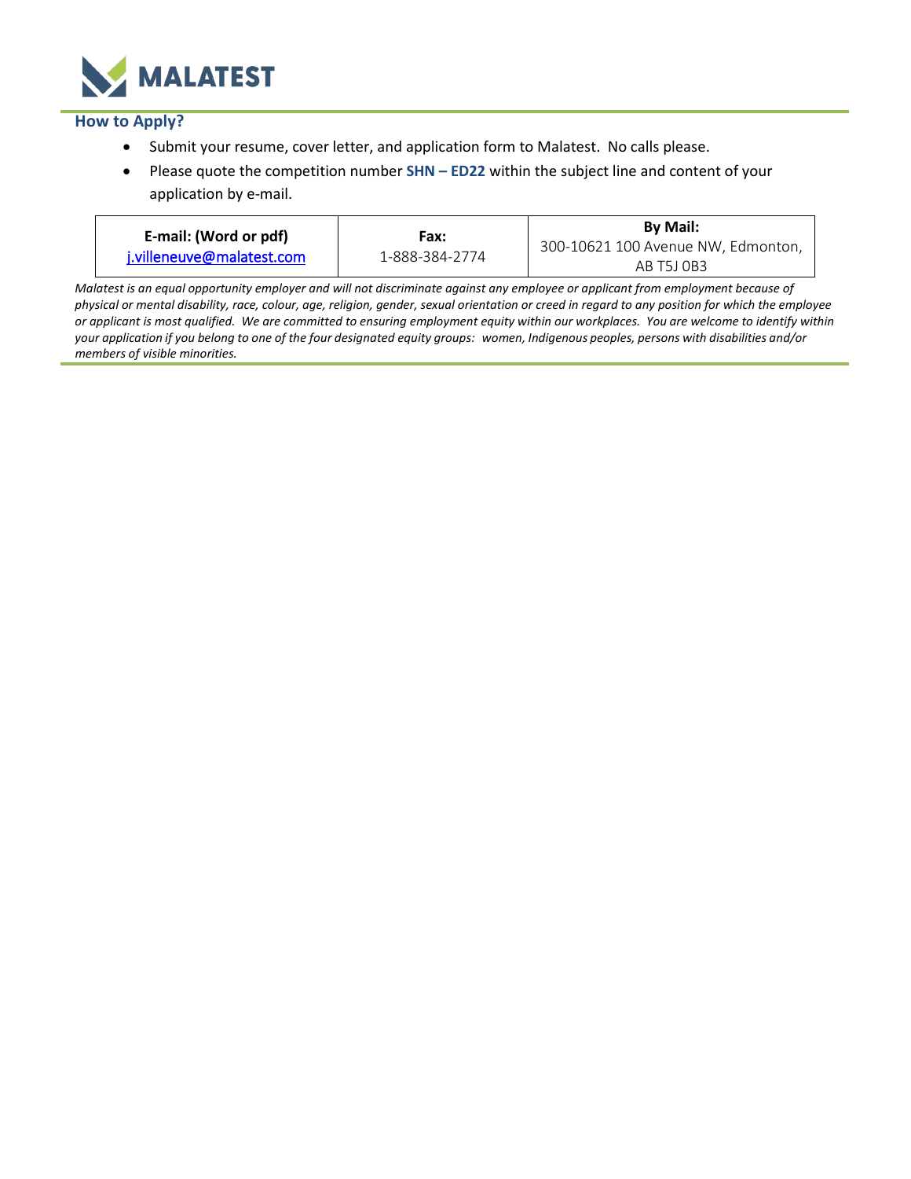## How to Apply?

- Submit your resume, cover letter, and application form to Malatest. No calls please.
- Please quote the competition number **SHN – ED22** within the subject line and content of your application by e-mail.

| **E-mail: (Word or pdf)** | **Fax:** | **By Mail:** |
|---|---|---|
| j.villeneuve@malatest.com | 1-888-384-2774 | 300-10621 100 Avenue NW, Edmonton, AB T5J 0B3 |

*Malatest is an equal opportunity employer and will not discriminate against any employee or applicant from employment because of physical or mental disability, race, colour, age, religion, gender, sexual orientation or creed in regard to any position for which the employee or applicant is most qualified. We are committed to ensuring employment equity within our workplaces. You are welcome to identify within your application if you belong to one of the four designated equity groups: women, Indigenous peoples, persons with disabilities and/or members of visible minorities.*